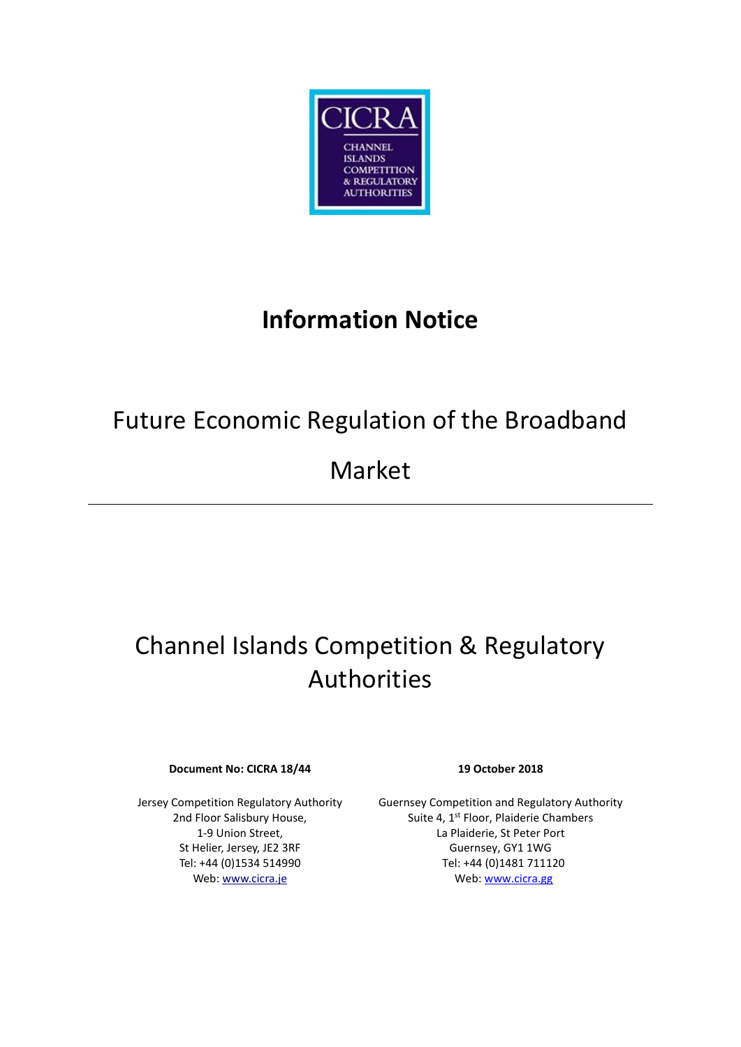CICRA

CHANNEL ISLANDS COMPETITION & REGULATORY AUTHORITIES

# Information Notice

## Future Economic Regulation of the Broadband Market

---

## Channel Islands Competition & Regulatory Authorities

**Document No: CICRA 18/44**

**19 October 2018**

Jersey Competition Regulatory Authority
2nd Floor Salisbury House,
1-9 Union Street,
St Helier, Jersey, JE2 3RF
Tel: +44 (0)1534 514990
Web: www.cicra.je

Guernsey Competition and Regulatory Authority
Suite 4, 1st Floor, Plaiderie Chambers
La Plaiderie, St Peter Port
Guernsey, GY1 1WG
Tel: +44 (0)1481 711120
Web: www.cicra.gg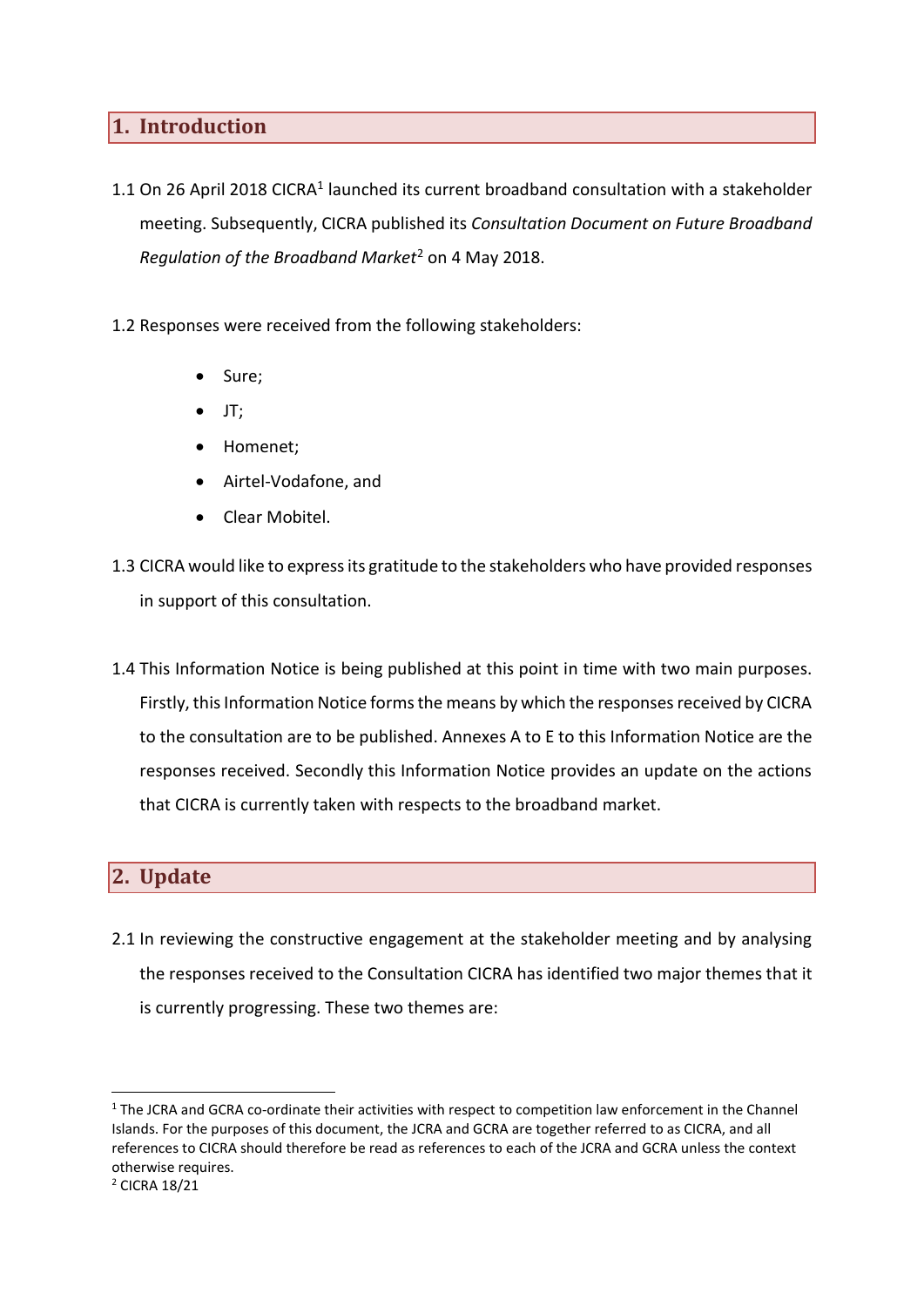## 1. Introduction

1.1 On 26 April 2018 CICRA[1] launched its current broadband consultation with a stakeholder meeting. Subsequently, CICRA published its *Consultation Document on Future Broadband Regulation of the Broadband Market*[2] on 4 May 2018.

1.2 Responses were received from the following stakeholders:

- Sure;
- JT;
- Homenet;
- Airtel-Vodafone, and
- Clear Mobitel.

1.3 CICRA would like to express its gratitude to the stakeholders who have provided responses in support of this consultation.

1.4 This Information Notice is being published at this point in time with two main purposes. Firstly, this Information Notice forms the means by which the responses received by CICRA to the consultation are to be published. Annexes A to E to this Information Notice are the responses received. Secondly this Information Notice provides an update on the actions that CICRA is currently taken with respects to the broadband market.

## 2. Update

2.1 In reviewing the constructive engagement at the stakeholder meeting and by analysing the responses received to the Consultation CICRA has identified two major themes that it is currently progressing. These two themes are:

---

[1] The JCRA and GCRA co-ordinate their activities with respect to competition law enforcement in the Channel Islands. For the purposes of this document, the JCRA and GCRA are together referred to as CICRA, and all references to CICRA should therefore be read as references to each of the JCRA and GCRA unless the context otherwise requires.

[2] CICRA 18/21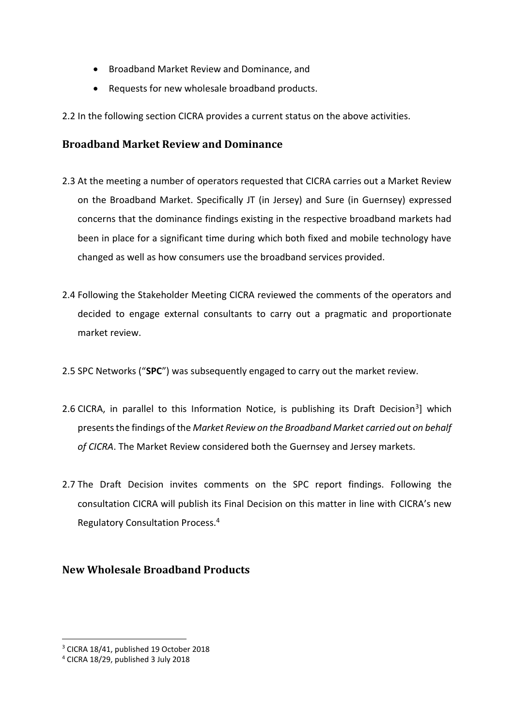- Broadband Market Review and Dominance, and
- Requests for new wholesale broadband products.

2.2 In the following section CICRA provides a current status on the above activities.

## Broadband Market Review and Dominance

2.3 At the meeting a number of operators requested that CICRA carries out a Market Review on the Broadband Market. Specifically JT (in Jersey) and Sure (in Guernsey) expressed concerns that the dominance findings existing in the respective broadband markets had been in place for a significant time during which both fixed and mobile technology have changed as well as how consumers use the broadband services provided.

2.4 Following the Stakeholder Meeting CICRA reviewed the comments of the operators and decided to engage external consultants to carry out a pragmatic and proportionate market review.

2.5 SPC Networks ("**SPC**") was subsequently engaged to carry out the market review.

2.6 CICRA, in parallel to this Information Notice, is publishing its Draft Decision[3]] which presents the findings of the *Market Review on the Broadband Market carried out on behalf of CICRA*. The Market Review considered both the Guernsey and Jersey markets.

2.7 The Draft Decision invites comments on the SPC report findings. Following the consultation CICRA will publish its Final Decision on this matter in line with CICRA's new Regulatory Consultation Process.[4]

## New Wholesale Broadband Products

[3] CICRA 18/41, published 19 October 2018

[4] CICRA 18/29, published 3 July 2018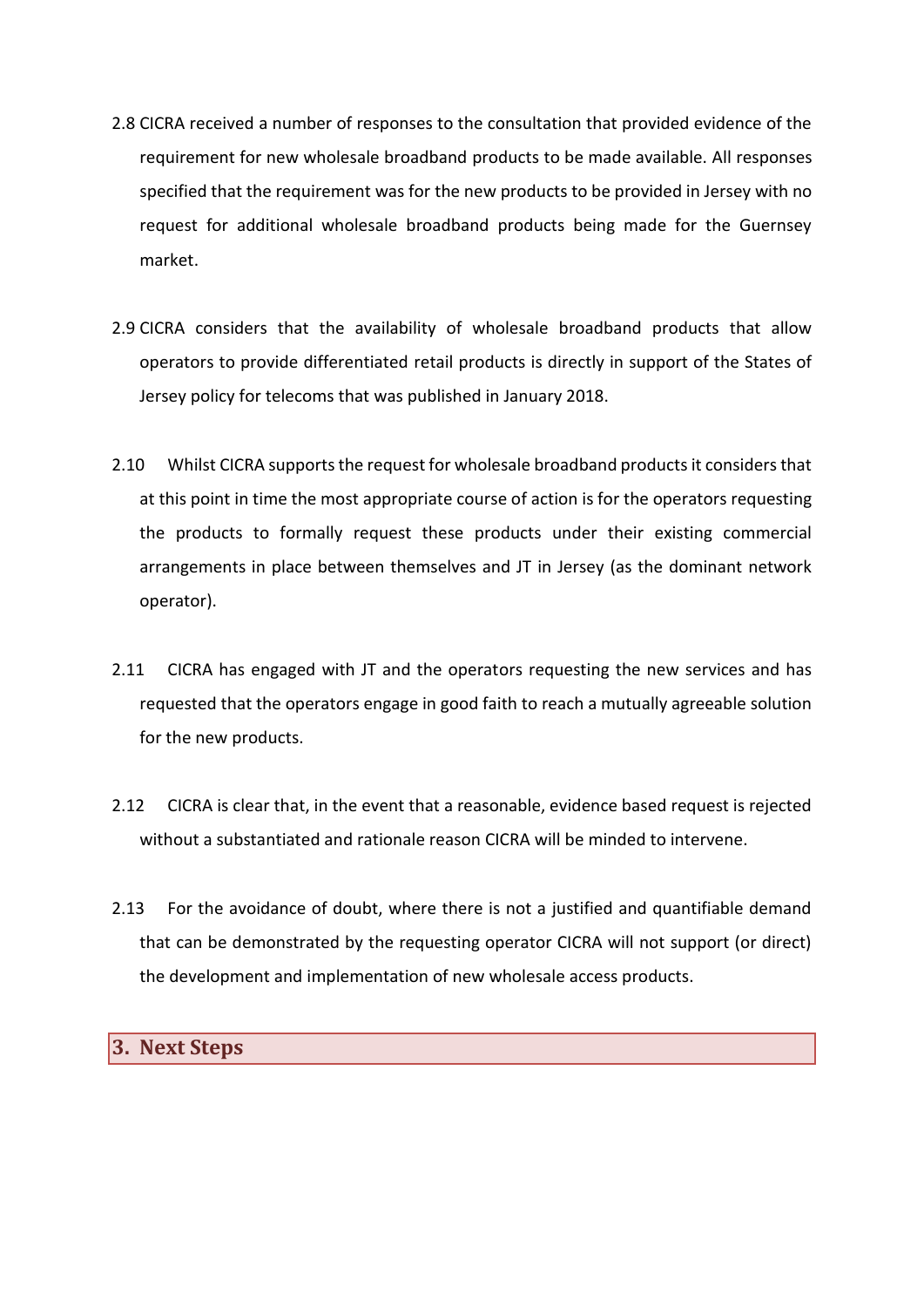2.8 CICRA received a number of responses to the consultation that provided evidence of the requirement for new wholesale broadband products to be made available. All responses specified that the requirement was for the new products to be provided in Jersey with no request for additional wholesale broadband products being made for the Guernsey market.

2.9 CICRA considers that the availability of wholesale broadband products that allow operators to provide differentiated retail products is directly in support of the States of Jersey policy for telecoms that was published in January 2018.

2.10 Whilst CICRA supports the request for wholesale broadband products it considers that at this point in time the most appropriate course of action is for the operators requesting the products to formally request these products under their existing commercial arrangements in place between themselves and JT in Jersey (as the dominant network operator).

2.11 CICRA has engaged with JT and the operators requesting the new services and has requested that the operators engage in good faith to reach a mutually agreeable solution for the new products.

2.12 CICRA is clear that, in the event that a reasonable, evidence based request is rejected without a substantiated and rationale reason CICRA will be minded to intervene.

2.13 For the avoidance of doubt, where there is not a justified and quantifiable demand that can be demonstrated by the requesting operator CICRA will not support (or direct) the development and implementation of new wholesale access products.

## 3. Next Steps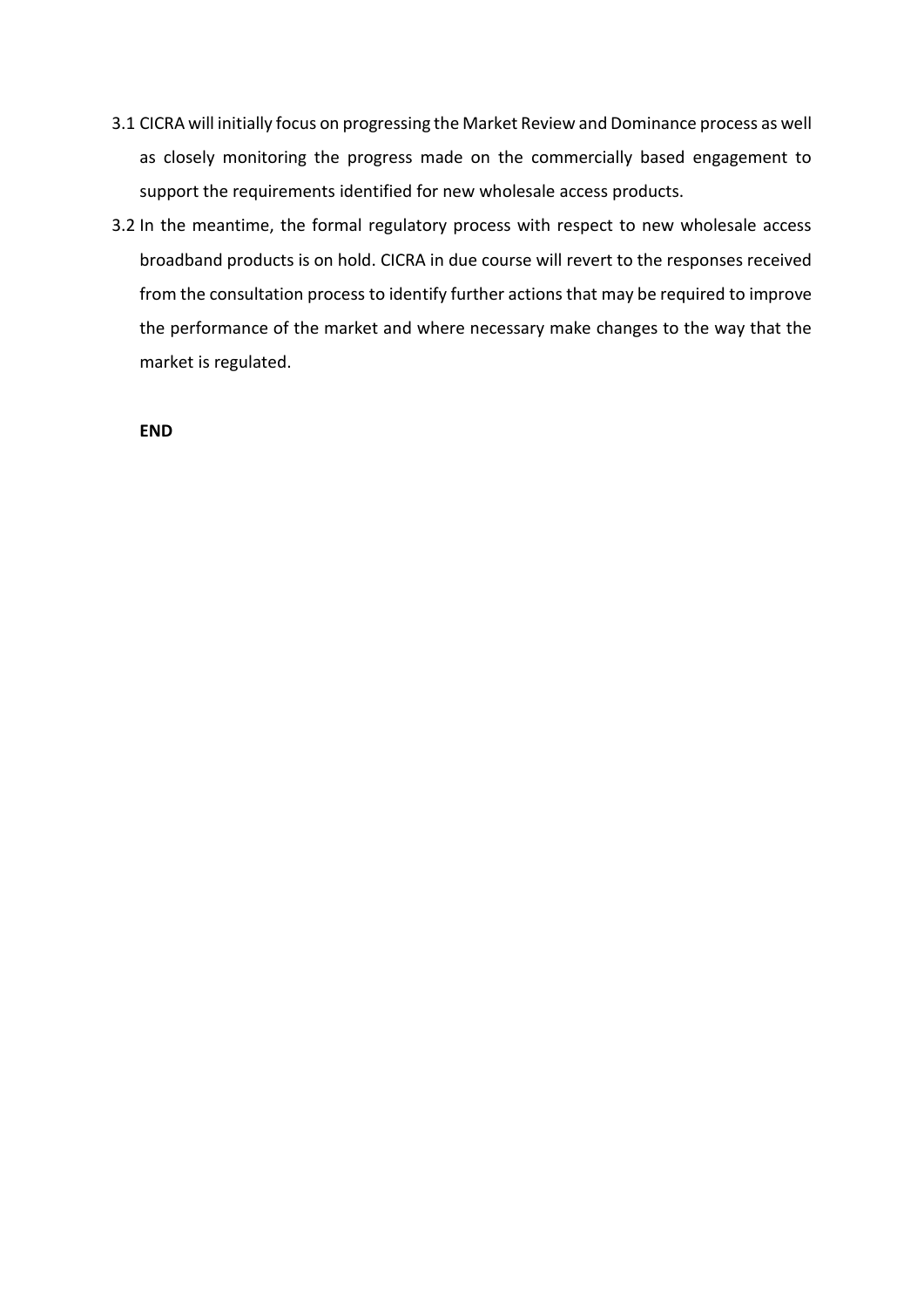3.1 CICRA will initially focus on progressing the Market Review and Dominance process as well as closely monitoring the progress made on the commercially based engagement to support the requirements identified for new wholesale access products.

3.2 In the meantime, the formal regulatory process with respect to new wholesale access broadband products is on hold. CICRA in due course will revert to the responses received from the consultation process to identify further actions that may be required to improve the performance of the market and where necessary make changes to the way that the market is regulated.

**END**